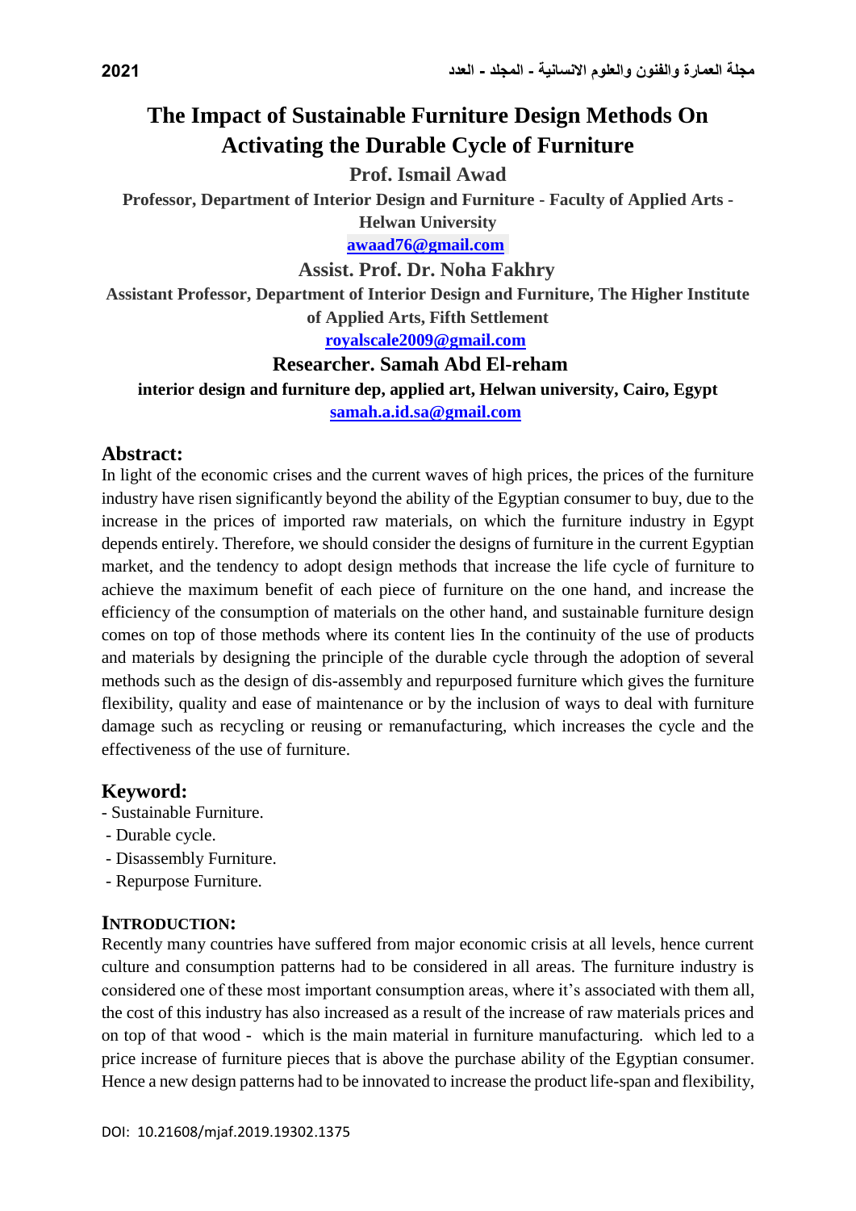# The Impact of Sustainable Furniture Design Methods On Activating the Durable Cycle of Furniture

**Prof. Ismail Awad**

**Professor, Department of Interior Design and Furniture - Faculty of Applied Arts - Helwan University**

**awaad76@gmail.com**

**Assist. Prof. Dr. Noha Fakhry**

**Assistant Professor, Department of Interior Design and Furniture, The Higher Institute of Applied Arts, Fifth Settlement**

**royalscale2009@gmail.com**

**Researcher. Samah Abd El-reham**

**interior design and furniture dep, applied art, Helwan university, Cairo, Egypt**

**samah.a.id.sa@gmail.com**

## Abstract:

In light of the economic crises and the current waves of high prices, the prices of the furniture industry have risen significantly beyond the ability of the Egyptian consumer to buy, due to the increase in the prices of imported raw materials, on which the furniture industry in Egypt depends entirely. Therefore, we should consider the designs of furniture in the current Egyptian market, and the tendency to adopt design methods that increase the life cycle of furniture to achieve the maximum benefit of each piece of furniture on the one hand, and increase the efficiency of the consumption of materials on the other hand, and sustainable furniture design comes on top of those methods where its content lies In the continuity of the use of products and materials by designing the principle of the durable cycle through the adoption of several methods such as the design of dis-assembly and repurposed furniture which gives the furniture flexibility, quality and ease of maintenance or by the inclusion of ways to deal with furniture damage such as recycling or reusing or remanufacturing, which increases the cycle and the effectiveness of the use of furniture.

## Keyword:

- Sustainable Furniture.
- Durable cycle.
- Disassembly Furniture.
- Repurpose Furniture.

## INTRODUCTION:

Recently many countries have suffered from major economic crisis at all levels, hence current culture and consumption patterns had to be considered in all areas. The furniture industry is considered one of these most important consumption areas, where it's associated with them all, the cost of this industry has also increased as a result of the increase of raw materials prices and on top of that wood - which is the main material in furniture manufacturing. which led to a price increase of furniture pieces that is above the purchase ability of the Egyptian consumer. Hence a new design patterns had to be innovated to increase the product life-span and flexibility,

DOI: 10.21608/mjaf.2019.19302.1375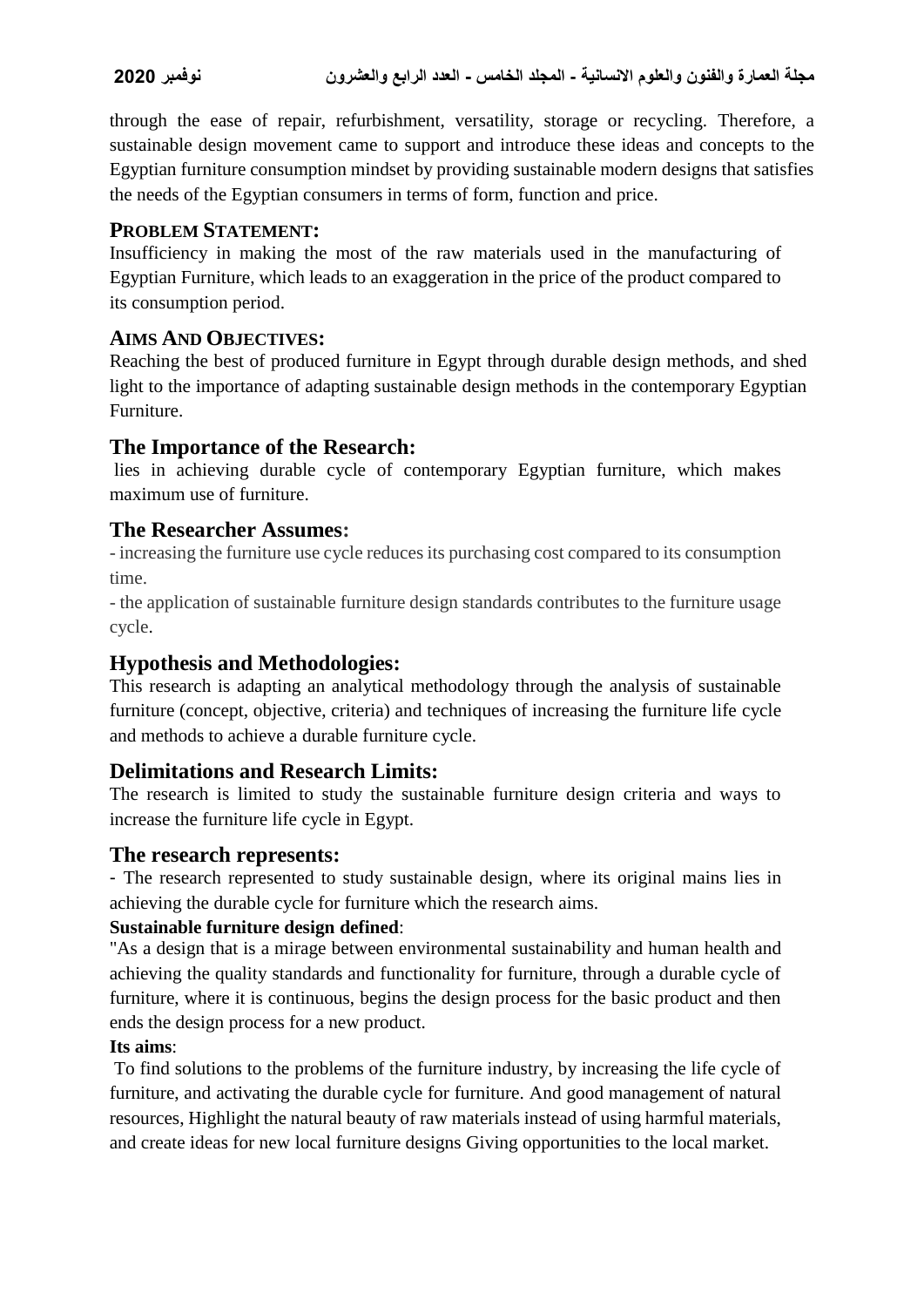through the ease of repair, refurbishment, versatility, storage or recycling. Therefore, a sustainable design movement came to support and introduce these ideas and concepts to the Egyptian furniture consumption mindset by providing sustainable modern designs that satisfies the needs of the Egyptian consumers in terms of form, function and price.

## PROBLEM STATEMENT:

Insufficiency in making the most of the raw materials used in the manufacturing of Egyptian Furniture, which leads to an exaggeration in the price of the product compared to its consumption period.

## AIMS AND OBJECTIVES:

Reaching the best of produced furniture in Egypt through durable design methods, and shed light to the importance of adapting sustainable design methods in the contemporary Egyptian Furniture.

## The Importance of the Research:

lies in achieving durable cycle of contemporary Egyptian furniture, which makes maximum use of furniture.

## The Researcher Assumes:

- increasing the furniture use cycle reduces its purchasing cost compared to its consumption time.
- the application of sustainable furniture design standards contributes to the furniture usage cycle.

## Hypothesis and Methodologies:

This research is adapting an analytical methodology through the analysis of sustainable furniture (concept, objective, criteria) and techniques of increasing the furniture life cycle and methods to achieve a durable furniture cycle.

## Delimitations and Research Limits:

The research is limited to study the sustainable furniture design criteria and ways to increase the furniture life cycle in Egypt.

## The research represents:

- The research represented to study sustainable design, where its original mains lies in achieving the durable cycle for furniture which the research aims.

**Sustainable furniture design defined**:

"As a design that is a mirage between environmental sustainability and human health and achieving the quality standards and functionality for furniture, through a durable cycle of furniture, where it is continuous, begins the design process for the basic product and then ends the design process for a new product.

**Its aims**:

To find solutions to the problems of the furniture industry, by increasing the life cycle of furniture, and activating the durable cycle for furniture. And good management of natural resources, Highlight the natural beauty of raw materials instead of using harmful materials, and create ideas for new local furniture designs Giving opportunities to the local market.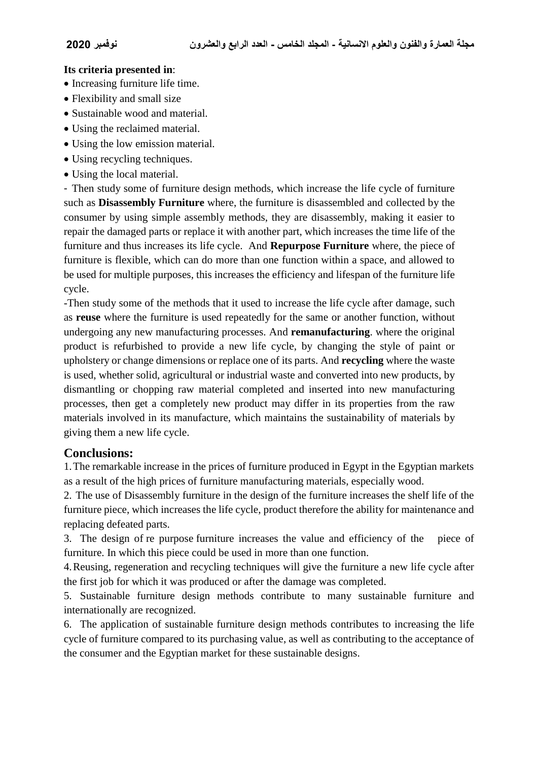**Its criteria presented in**:

- Increasing furniture life time.
- Flexibility and small size
- Sustainable wood and material.
- Using the reclaimed material.
- Using the low emission material.
- Using recycling techniques.
- Using the local material.

- Then study some of furniture design methods, which increase the life cycle of furniture such as **Disassembly Furniture** where, the furniture is disassembled and collected by the consumer by using simple assembly methods, they are disassembly, making it easier to repair the damaged parts or replace it with another part, which increases the time life of the furniture and thus increases its life cycle. And **Repurpose Furniture** where, the piece of furniture is flexible, which can do more than one function within a space, and allowed to be used for multiple purposes, this increases the efficiency and lifespan of the furniture life cycle.

-Then study some of the methods that it used to increase the life cycle after damage, such as **reuse** where the furniture is used repeatedly for the same or another function, without undergoing any new manufacturing processes. And **remanufacturing**. where the original product is refurbished to provide a new life cycle, by changing the style of paint or upholstery or change dimensions or replace one of its parts. And **recycling** where the waste is used, whether solid, agricultural or industrial waste and converted into new products, by dismantling or chopping raw material completed and inserted into new manufacturing processes, then get a completely new product may differ in its properties from the raw materials involved in its manufacture, which maintains the sustainability of materials by giving them a new life cycle.

## Conclusions:

1. The remarkable increase in the prices of furniture produced in Egypt in the Egyptian markets as a result of the high prices of furniture manufacturing materials, especially wood.
2. The use of Disassembly furniture in the design of the furniture increases the shelf life of the furniture piece, which increases the life cycle, product therefore the ability for maintenance and replacing defeated parts.
3. The design of re purpose furniture increases the value and efficiency of the piece of furniture. In which this piece could be used in more than one function.
4. Reusing, regeneration and recycling techniques will give the furniture a new life cycle after the first job for which it was produced or after the damage was completed.
5. Sustainable furniture design methods contribute to many sustainable furniture and internationally are recognized.
6. The application of sustainable furniture design methods contributes to increasing the life cycle of furniture compared to its purchasing value, as well as contributing to the acceptance of the consumer and the Egyptian market for these sustainable designs.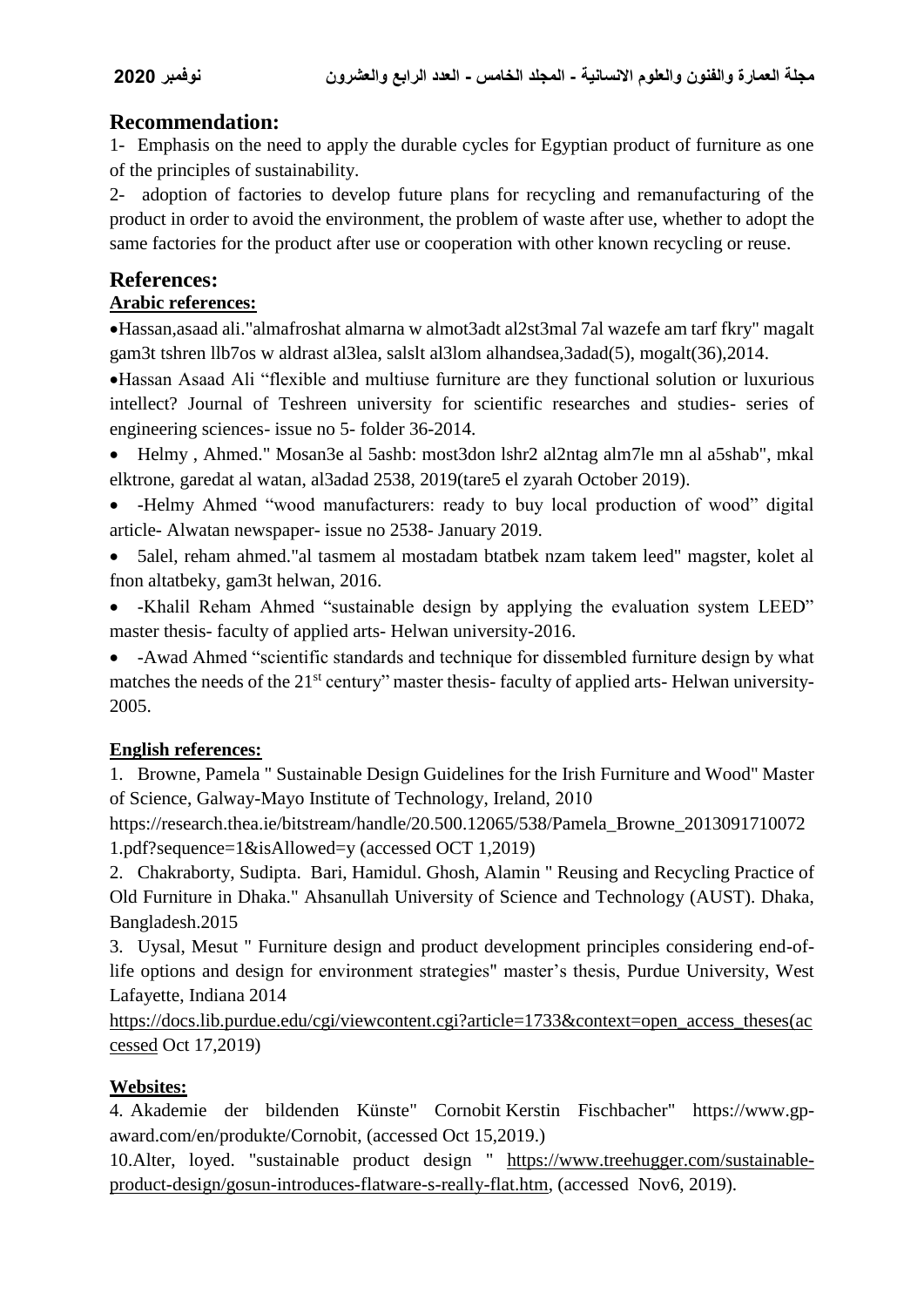## Recommendation:

1- Emphasis on the need to apply the durable cycles for Egyptian product of furniture as one of the principles of sustainability.

2- adoption of factories to develop future plans for recycling and remanufacturing of the product in order to avoid the environment, the problem of waste after use, whether to adopt the same factories for the product after use or cooperation with other known recycling or reuse.

## References:

**Arabic references:**

- Hassan,asaad ali."almafroshat almarna w almot3adt al2st3mal 7al wazefe am tarf fkry" magalt gam3t tshren llb7os w aldrast al3lea, salslt al3lom alhandsea,3adad(5), mogalt(36),2014.
- Hassan Asaad Ali "flexible and multiuse furniture are they functional solution or luxurious intellect? Journal of Teshreen university for scientific researches and studies- series of engineering sciences- issue no 5- folder 36-2014.
- Helmy , Ahmed." Mosan3e al 5ashb: most3don lshr2 al2ntag alm7le mn al a5shab", mkal elktrone, garedat al watan, al3adad 2538, 2019(tare5 el zyarah October 2019).
- -Helmy Ahmed "wood manufacturers: ready to buy local production of wood" digital article- Alwatan newspaper- issue no 2538- January 2019.
- 5alel, reham ahmed."al tasmem al mostadam btatbek nzam takem leed" magster, kolet al fnon altatbeky, gam3t helwan, 2016.
- -Khalil Reham Ahmed "sustainable design by applying the evaluation system LEED" master thesis- faculty of applied arts- Helwan university-2016.
- -Awad Ahmed "scientific standards and technique for dissembled furniture design by what matches the needs of the 21st century" master thesis- faculty of applied arts- Helwan university-2005.

**English references:**

1. Browne, Pamela " Sustainable Design Guidelines for the Irish Furniture and Wood" Master of Science, Galway-Mayo Institute of Technology, Ireland, 2010 https://research.thea.ie/bitstream/handle/20.500.12065/538/Pamela_Browne_20130917100721.pdf?sequence=1&isAllowed=y (accessed OCT 1,2019)
2. Chakraborty, Sudipta. Bari, Hamidul. Ghosh, Alamin " Reusing and Recycling Practice of Old Furniture in Dhaka." Ahsanullah University of Science and Technology (AUST). Dhaka, Bangladesh.2015
3. Uysal, Mesut " Furniture design and product development principles considering end-of-life options and design for environment strategies" master's thesis, Purdue University, West Lafayette, Indiana 2014 https://docs.lib.purdue.edu/cgi/viewcontent.cgi?article=1733&context=open_access_theses(accessed Oct 17,2019)

**Websites:**

4. Akademie der bildenden Künste" Cornobit Kerstin Fischbacher" https://www.gp-award.com/en/produkte/Cornobit, (accessed Oct 15,2019.)

10.Alter, loyed. "sustainable product design " https://www.treehugger.com/sustainable-product-design/gosun-introduces-flatware-s-really-flat.htm, (accessed Nov6, 2019).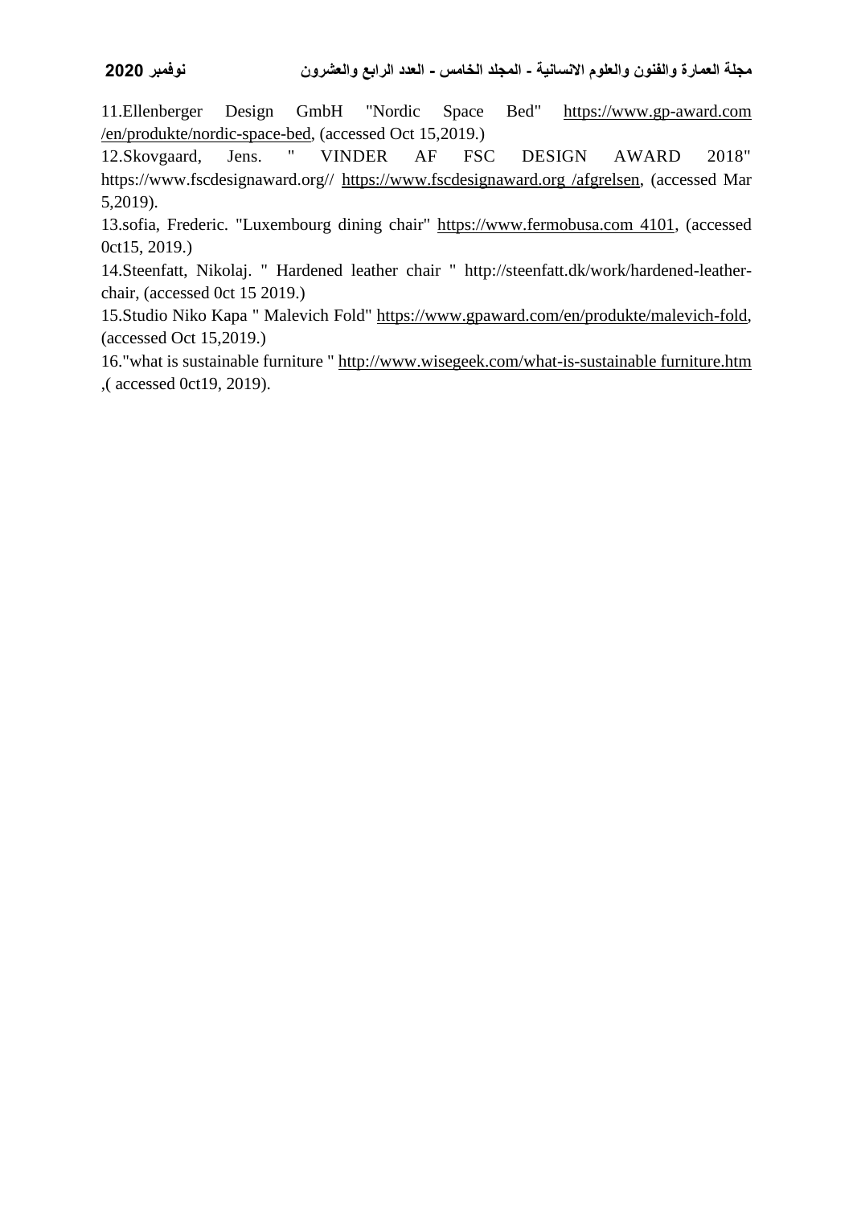11.Ellenberger Design GmbH "Nordic Space Bed" https://www.gp-award.com /en/produkte/nordic-space-bed, (accessed Oct 15,2019.)

12.Skovgaard, Jens. " VINDER AF FSC DESIGN AWARD 2018" https://www.fscdesignaward.org// https://www.fscdesignaward.org /afgrelsen, (accessed Mar 5,2019).

13.sofia, Frederic. "Luxembourg dining chair" https://www.fermobusa.com 4101, (accessed 0ct15, 2019.)

14.Steenfatt, Nikolaj. " Hardened leather chair " http://steenfatt.dk/work/hardened-leather-chair, (accessed 0ct 15 2019.)

15.Studio Niko Kapa " Malevich Fold" https://www.gpaward.com/en/produkte/malevich-fold, (accessed Oct 15,2019.)

16."what is sustainable furniture " http://www.wisegeek.com/what-is-sustainable furniture.htm ,( accessed 0ct19, 2019).